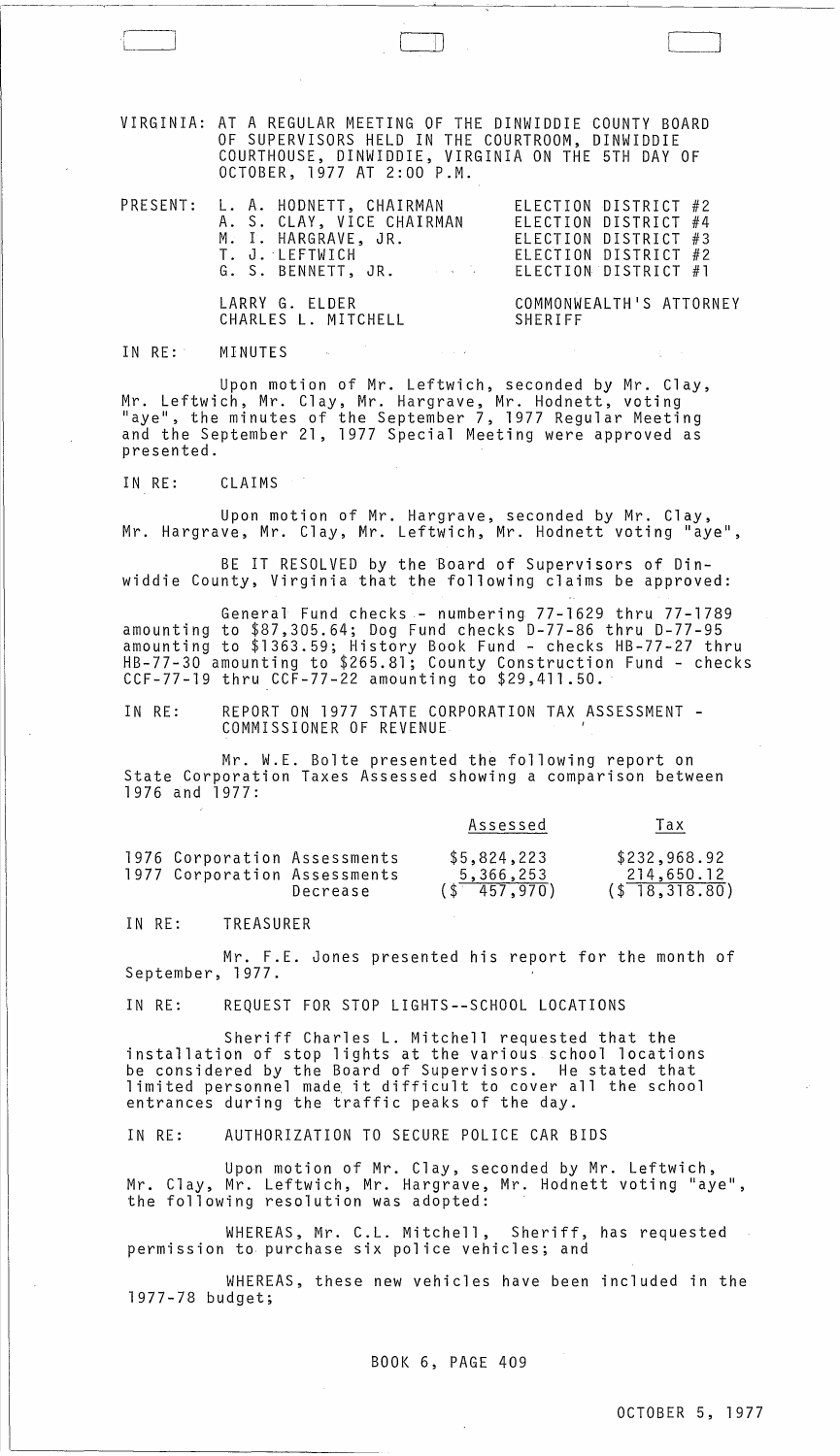VIRGINIA: AT A REGULAR MEETING OF THE DINWIDDIE COUNTY BOARD OF SUPERVISORS HELD IN THE COURTROOM, DINWIDDIE COURTHOUSE, DINWIDDIE, VIRGINIA ON THE 5TH DAY OF OCTOBER, 1977 AT 2:00 P.M.

| PRESENT: | | |
|---|---|---|
| | L. A. HODNETT, CHAIRMAN | ELECTION DISTRICT #2 |
| | A. S. CLAY, VICE CHAIRMAN | ELECTION DISTRICT #4 |
| | M. I. HARGRAVE, JR. | ELECTION DISTRICT #3 |
| | T. J. LEFTWICH | ELECTION DISTRICT #2 |
| | G. S. BENNETT, JR. | ELECTION DISTRICT #1 |
| | LARRY G. ELDER | COMMONWEALTH'S ATTORNEY |
| | CHARLES L. MITCHELL | SHERIFF |

IN RE: MINUTES

Upon motion of Mr. Leftwich, seconded by Mr. Clay, Mr. Leftwich, Mr. Clay, Mr. Hargrave, Mr. Hodnett, voting "aye", the minutes of the September 7, 1977 Regular Meeting and the September 21, 1977 Special Meeting were approved as presented.

IN RE: CLAIMS

Upon motion of Mr. Hargrave, seconded by Mr. Clay, Mr. Hargrave, Mr. Clay, Mr. Leftwich, Mr. Hodnett voting "aye",

BE IT RESOLVED by the Board of Supervisors of Dinwiddie County, Virginia that the following claims be approved:

General Fund checks - numbering 77-1629 thru 77-1789 amounting to $87,305.64; Dog Fund checks D-77-86 thru D-77-95 amounting to $1363.59; History Book Fund - checks HB-77-27 thru HB-77-30 amounting to $265.81; County Construction Fund - checks CCF-77-19 thru CCF-77-22 amounting to $29,411.50.

IN RE: REPORT ON 1977 STATE CORPORATION TAX ASSESSMENT - COMMISSIONER OF REVENUE

Mr. W.E. Bolte presented the following report on State Corporation Taxes Assessed showing a comparison between 1976 and 1977:

| | Assessed | Tax |
|---|---|---|
| 1976 Corporation Assessments | $5,824,223 | $232,968.92 |
| 1977 Corporation Assessments | 5,366,253 | 214,650.12 |
| Decrease | ($ 457,970) | ($ 18,318.80) |

IN RE: TREASURER

Mr. F.E. Jones presented his report for the month of September, 1977.

IN RE: REQUEST FOR STOP LIGHTS--SCHOOL LOCATIONS

Sheriff Charles L. Mitchell requested that the installation of stop lights at the various school locations be considered by the Board of Supervisors. He stated that limited personnel made it difficult to cover all the school entrances during the traffic peaks of the day.

IN RE: AUTHORIZATION TO SECURE POLICE CAR BIDS

Upon motion of Mr. Clay, seconded by Mr. Leftwich, Mr. Clay, Mr. Leftwich, Mr. Hargrave, Mr. Hodnett voting "aye", the following resolution was adopted:

WHEREAS, Mr. C.L. Mitchell, Sheriff, has requested permission to purchase six police vehicles; and

WHEREAS, these new vehicles have been included in the 1977-78 budget;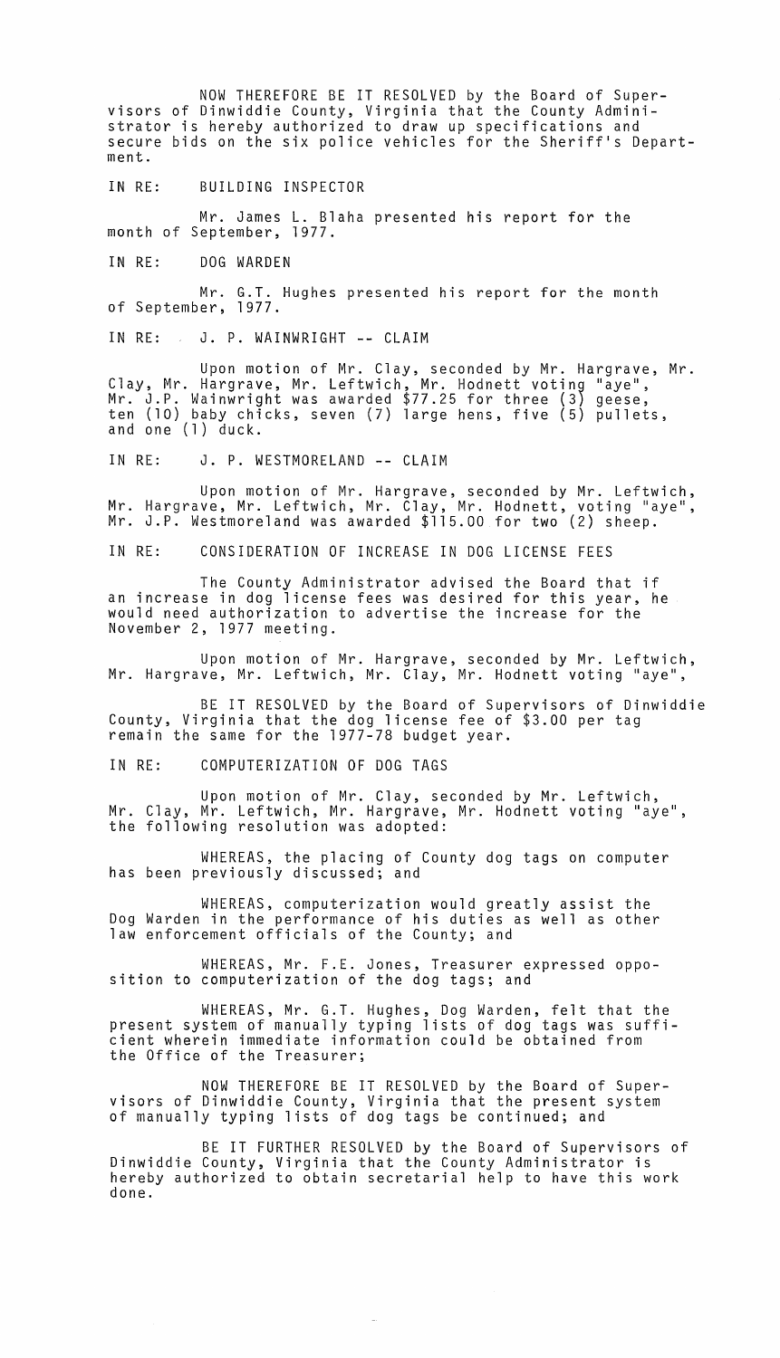NOW THEREFORE BE IT RESOLVED by the Board of Supervisors of Dinwiddie County, Virginia that the County Administrator is hereby authorized to draw up specifications and secure bids on the six police vehicles for the Sheriff's Department.

IN RE: BUILDING INSPECTOR

Mr. James L. Blaha presented his report for the month of September, 1977.

IN RE: DOG WARDEN

Mr. G.T. Hughes presented his report for the month of September, 1977.

IN RE: J. P. WAINWRIGHT -- CLAIM

Upon motion of Mr. Clay, seconded by Mr. Hargrave, Mr. Clay, Mr. Hargrave, Mr. Leftwich, Mr. Hodnett voting "aye", Mr. J.P. Wainwright was awarded $77.25 for three (3) geese, ten (10) baby chicks, seven (7) large hens, five (5) pullets, and one (1) duck.

IN RE: J. P. WESTMORELAND -- CLAIM

Upon motion of Mr. Hargrave, seconded by Mr. Leftwich, Mr. Hargrave, Mr. Leftwich, Mr. Clay, Mr. Hodnett, voting "aye", Mr. J.P. Westmoreland was awarded $115.00 for two (2) sheep.

IN RE: CONSIDERATION OF INCREASE IN DOG LICENSE FEES

The County Administrator advised the Board that if an increase in dog license fees was desired for this year, he would need authorization to advertise the increase for the November 2, 1977 meeting.

Upon motion of Mr. Hargrave, seconded by Mr. Leftwich, Mr. Hargrave, Mr. Leftwich, Mr. Clay, Mr. Hodnett voting "aye",

BE IT RESOLVED by the Board of Supervisors of Dinwiddie County, Virginia that the dog license fee of $3.00 per tag remain the same for the 1977-78 budget year.

IN RE: COMPUTERIZATION OF DOG TAGS

Upon motion of Mr. Clay, seconded by Mr. Leftwich, Mr. Clay, Mr. Leftwich, Mr. Hargrave, Mr. Hodnett voting "aye", the following resolution was adopted:

WHEREAS, the placing of County dog tags on computer has been previously discussed; and

WHEREAS, computerization would greatly assist the Dog Warden in the performance of his duties as well as other law enforcement officials of the County; and

WHEREAS, Mr. F.E. Jones, Treasurer expressed opposition to computerization of the dog tags; and

WHEREAS, Mr. G.T. Hughes, Dog Warden, felt that the present system of manually typing lists of dog tags was sufficient wherein immediate information could be obtained from the Office of the Treasurer;

NOW THEREFORE BE IT RESOLVED by the Board of Supervisors of Dinwiddie County, Virginia that the present system of manually typing lists of dog tags be continued; and

BE IT FURTHER RESOLVED by the Board of Supervisors of Dinwiddie County, Virginia that the County Administrator is hereby authorized to obtain secretarial help to have this work done.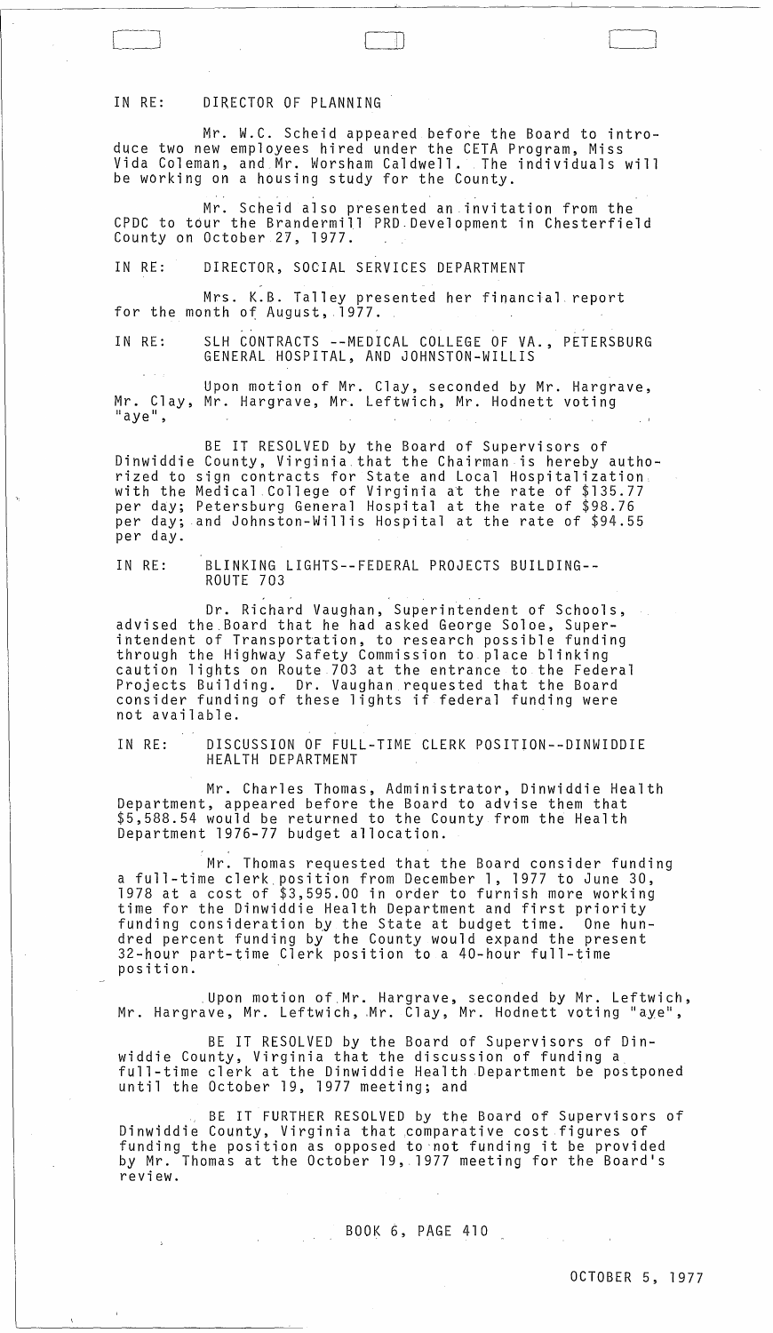IN RE: DIRECTOR OF PLANNING

Mr. W.C. Scheid appeared before the Board to introduce two new employees hired under the CETA Program, Miss Vida Coleman, and Mr. Worsham Caldwell. The individuals will be working on a housing study for the County.

Mr. Scheid also presented an invitation from the CPDC to tour the Brandermill PRD Development in Chesterfield County on October 27, 1977.

IN RE: DIRECTOR, SOCIAL SERVICES DEPARTMENT

Mrs. K.B. Talley presented her financial report for the month of August, 1977.

IN RE: SLH CONTRACTS --MEDICAL COLLEGE OF VA., PETERSBURG GENERAL HOSPITAL, AND JOHNSTON-WILLIS

Upon motion of Mr. Clay, seconded by Mr. Hargrave, Mr. Clay, Mr. Hargrave, Mr. Leftwich, Mr. Hodnett voting "aye",

BE IT RESOLVED by the Board of Supervisors of Dinwiddie County, Virginia that the Chairman is hereby authorized to sign contracts for State and Local Hospitalization with the Medical College of Virginia at the rate of $135.77 per day; Petersburg General Hospital at the rate of $98.76 per day; and Johnston-Willis Hospital at the rate of $94.55 per day.

IN RE: BLINKING LIGHTS--FEDERAL PROJECTS BUILDING--ROUTE 703

Dr. Richard Vaughan, Superintendent of Schools, advised the Board that he had asked George Soloe, Superintendent of Transportation, to research possible funding through the Highway Safety Commission to place blinking caution lights on Route 703 at the entrance to the Federal Projects Building. Dr. Vaughan requested that the Board consider funding of these lights if federal funding were not available.

IN RE: DISCUSSION OF FULL-TIME CLERK POSITION--DINWIDDIE HEALTH DEPARTMENT

Mr. Charles Thomas, Administrator, Dinwiddie Health Department, appeared before the Board to advise them that $5,588.54 would be returned to the County from the Health Department 1976-77 budget allocation.

Mr. Thomas requested that the Board consider funding a full-time clerk position from December 1, 1977 to June 30, 1978 at a cost of $3,595.00 in order to furnish more working time for the Dinwiddie Health Department and first priority funding consideration by the State at budget time. One hundred percent funding by the County would expand the present 32-hour part-time Clerk position to a 40-hour full-time position.

Upon motion of Mr. Hargrave, seconded by Mr. Leftwich, Mr. Hargrave, Mr. Leftwich, Mr. Clay, Mr. Hodnett voting "aye",

BE IT RESOLVED by the Board of Supervisors of Dinwiddie County, Virginia that the discussion of funding a full-time clerk at the Dinwiddie Health Department be postponed until the October 19, 1977 meeting; and

BE IT FURTHER RESOLVED by the Board of Supervisors of Dinwiddie County, Virginia that comparative cost figures of funding the position as opposed to not funding it be provided by Mr. Thomas at the October 19, 1977 meeting for the Board's review.

BOOK 6, PAGE 410

OCTOBER 5, 1977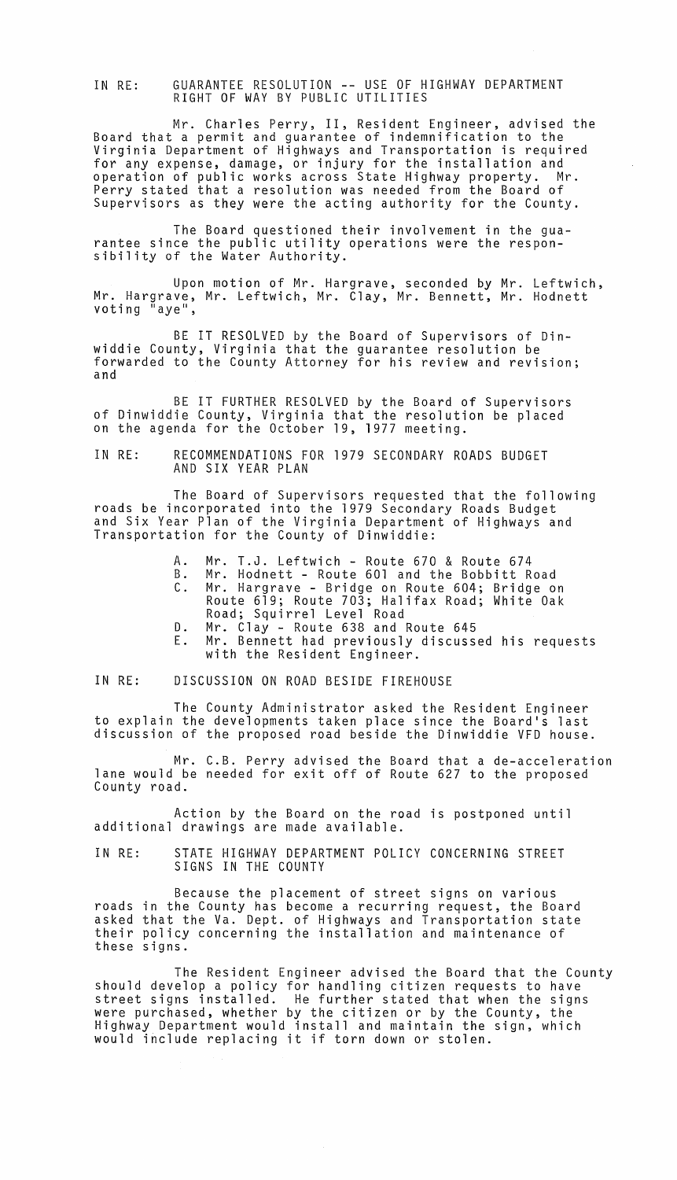IN RE: GUARANTEE RESOLUTION -- USE OF HIGHWAY DEPARTMENT RIGHT OF WAY BY PUBLIC UTILITIES

Mr. Charles Perry, II, Resident Engineer, advised the Board that a permit and guarantee of indemnification to the Virginia Department of Highways and Transportation is required for any expense, damage, or injury for the installation and operation of public works across State Highway property. Mr. Perry stated that a resolution was needed from the Board of Supervisors as they were the acting authority for the County.

The Board questioned their involvement in the guarantee since the public utility operations were the responsibility of the Water Authority.

Upon motion of Mr. Hargrave, seconded by Mr. Leftwich, Mr. Hargrave, Mr. Leftwich, Mr. Clay, Mr. Bennett, Mr. Hodnett voting "aye",

BE IT RESOLVED by the Board of Supervisors of Dinwiddie County, Virginia that the guarantee resolution be forwarded to the County Attorney for his review and revision; and

BE IT FURTHER RESOLVED by the Board of Supervisors of Dinwiddie County, Virginia that the resolution be placed on the agenda for the October 19, 1977 meeting.

IN RE: RECOMMENDATIONS FOR 1979 SECONDARY ROADS BUDGET AND SIX YEAR PLAN

The Board of Supervisors requested that the following roads be incorporated into the 1979 Secondary Roads Budget and Six Year Plan of the Virginia Department of Highways and Transportation for the County of Dinwiddie:

A. Mr. T.J. Leftwich - Route 670 & Route 674
B. Mr. Hodnett - Route 601 and the Bobbitt Road
C. Mr. Hargrave - Bridge on Route 604; Bridge on Route 619; Route 703; Halifax Road; White Oak Road; Squirrel Level Road
D. Mr. Clay - Route 638 and Route 645
E. Mr. Bennett had previously discussed his requests with the Resident Engineer.

IN RE: DISCUSSION ON ROAD BESIDE FIREHOUSE

The County Administrator asked the Resident Engineer to explain the developments taken place since the Board's last discussion of the proposed road beside the Dinwiddie VFD house.

Mr. C.B. Perry advised the Board that a de-acceleration lane would be needed for exit off of Route 627 to the proposed County road.

Action by the Board on the road is postponed until additional drawings are made available.

IN RE: STATE HIGHWAY DEPARTMENT POLICY CONCERNING STREET SIGNS IN THE COUNTY

Because the placement of street signs on various roads in the County has become a recurring request, the Board asked that the Va. Dept. of Highways and Transportation state their policy concerning the installation and maintenance of these signs.

The Resident Engineer advised the Board that the County should develop a policy for handling citizen requests to have street signs installed. He further stated that when the signs were purchased, whether by the citizen or by the County, the Highway Department would install and maintain the sign, which would include replacing it if torn down or stolen.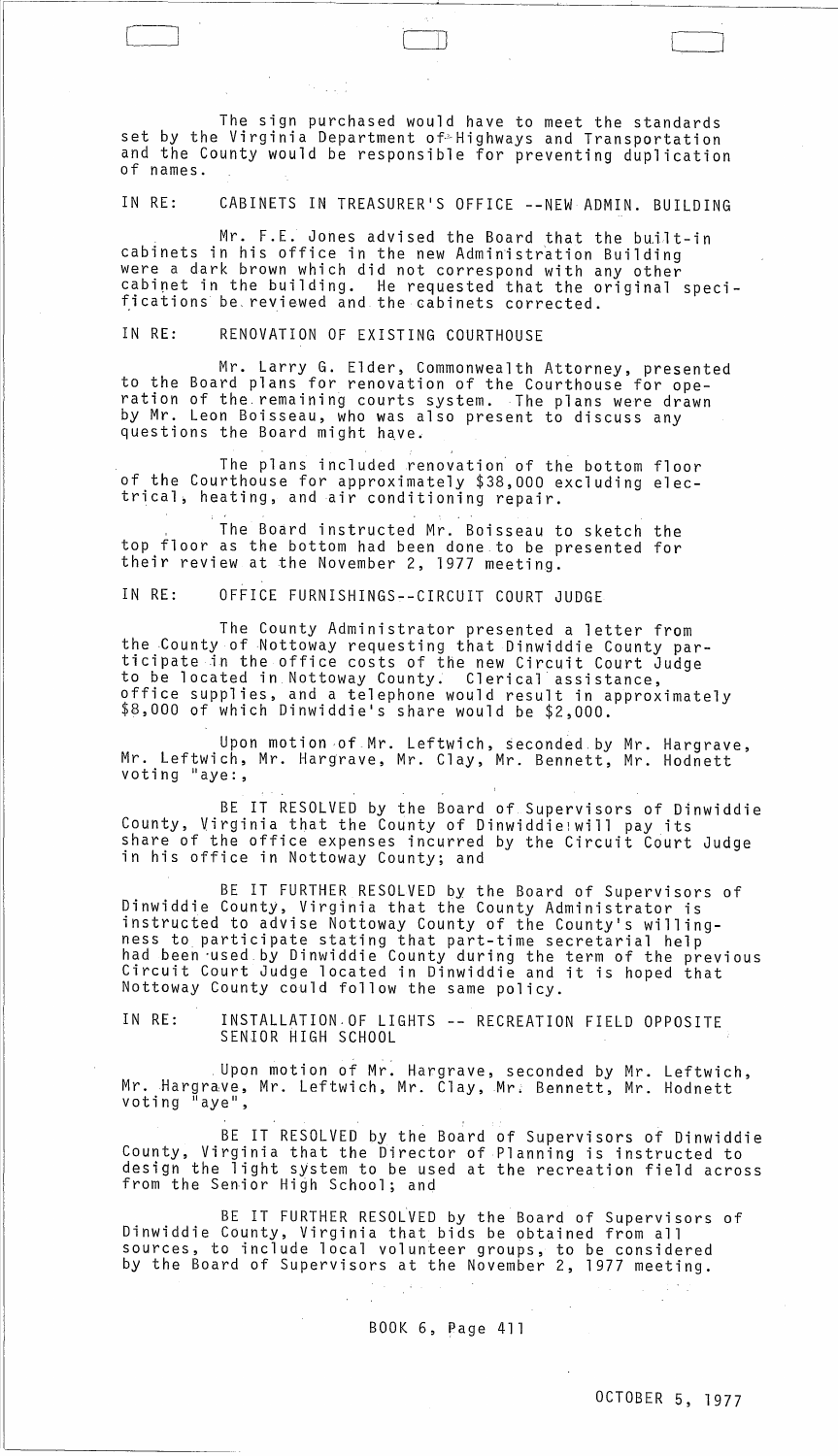The sign purchased would have to meet the standards set by the Virginia Department of Highways and Transportation and the County would be responsible for preventing duplication of names.

IN RE: CABINETS IN TREASURER'S OFFICE --NEW ADMIN. BUILDING

Mr. F.E. Jones advised the Board that the built-in cabinets in his office in the new Administration Building were a dark brown which did not correspond with any other cabinet in the building. He requested that the original specifications be reviewed and the cabinets corrected.

IN RE: RENOVATION OF EXISTING COURTHOUSE

Mr. Larry G. Elder, Commonwealth Attorney, presented to the Board plans for renovation of the Courthouse for operation of the remaining courts system. The plans were drawn by Mr. Leon Boisseau, who was also present to discuss any questions the Board might have.

The plans included renovation of the bottom floor of the Courthouse for approximately $38,000 excluding electrical, heating, and air conditioning repair.

The Board instructed Mr. Boisseau to sketch the top floor as the bottom had been done to be presented for their review at the November 2, 1977 meeting.

IN RE: OFFICE FURNISHINGS--CIRCUIT COURT JUDGE

The County Administrator presented a letter from the County of Nottoway requesting that Dinwiddie County participate in the office costs of the new Circuit Court Judge to be located in Nottoway County. Clerical assistance, office supplies, and a telephone would result in approximately $8,000 of which Dinwiddie's share would be $2,000.

Upon motion of Mr. Leftwich, seconded by Mr. Hargrave, Mr. Leftwich, Mr. Hargrave, Mr. Clay, Mr. Bennett, Mr. Hodnett voting "aye:,

BE IT RESOLVED by the Board of Supervisors of Dinwiddie County, Virginia that the County of Dinwiddie will pay its share of the office expenses incurred by the Circuit Court Judge in his office in Nottoway County; and

BE IT FURTHER RESOLVED by the Board of Supervisors of Dinwiddie County, Virginia that the County Administrator is instructed to advise Nottoway County of the County's willingness to participate stating that part-time secretarial help had been used by Dinwiddie County during the term of the previous Circuit Court Judge located in Dinwiddie and it is hoped that Nottoway County could follow the same policy.

IN RE: INSTALLATION OF LIGHTS -- RECREATION FIELD OPPOSITE SENIOR HIGH SCHOOL

Upon motion of Mr. Hargrave, seconded by Mr. Leftwich, Mr. Hargrave, Mr. Leftwich, Mr. Clay, Mr. Bennett, Mr. Hodnett voting "aye",

BE IT RESOLVED by the Board of Supervisors of Dinwiddie County, Virginia that the Director of Planning is instructed to design the light system to be used at the recreation field across from the Senior High School; and

BE IT FURTHER RESOLVED by the Board of Supervisors of Dinwiddie County, Virginia that bids be obtained from all sources, to include local volunteer groups, to be considered by the Board of Supervisors at the November 2, 1977 meeting.

BOOK 6, Page 411

OCTOBER 5, 1977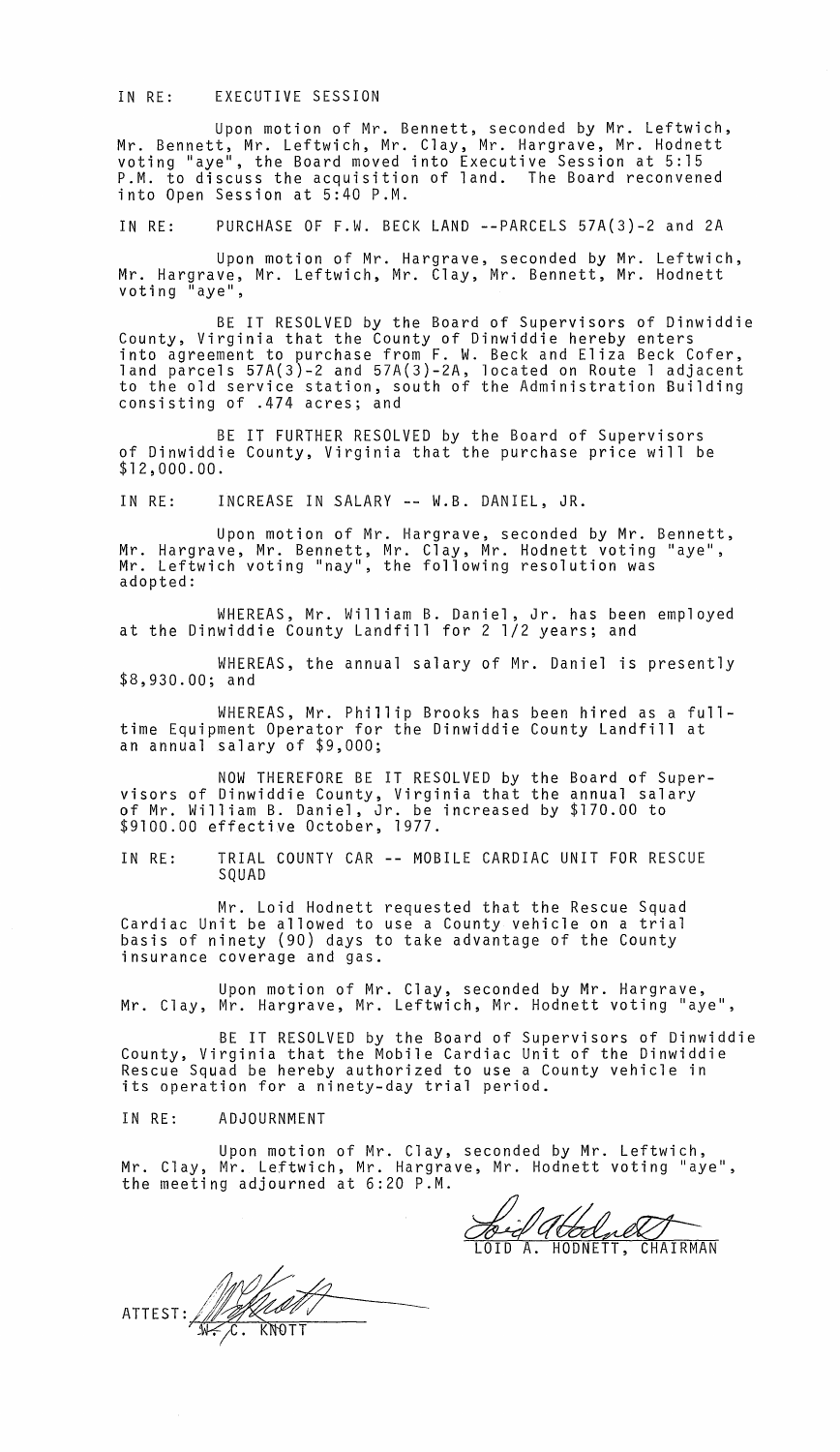IN RE: EXECUTIVE SESSION

Upon motion of Mr. Bennett, seconded by Mr. Leftwich, Mr. Bennett, Mr. Leftwich, Mr. Clay, Mr. Hargrave, Mr. Hodnett voting "aye", the Board moved into Executive Session at 5:15 P.M. to discuss the acquisition of land. The Board reconvened into Open Session at 5:40 P.M.

IN RE: PURCHASE OF F.W. BECK LAND --PARCELS 57A(3)-2 and 2A

Upon motion of Mr. Hargrave, seconded by Mr. Leftwich, Mr. Hargrave, Mr. Leftwich, Mr. Clay, Mr. Bennett, Mr. Hodnett voting "aye",

BE IT RESOLVED by the Board of Supervisors of Dinwiddie County, Virginia that the County of Dinwiddie hereby enters into agreement to purchase from F. W. Beck and Eliza Beck Cofer, land parcels 57A(3)-2 and 57A(3)-2A, located on Route 1 adjacent to the old service station, south of the Administration Building consisting of .474 acres; and

BE IT FURTHER RESOLVED by the Board of Supervisors of Dinwiddie County, Virginia that the purchase price will be $12,000.00.

IN RE: INCREASE IN SALARY -- W.B. DANIEL, JR.

Upon motion of Mr. Hargrave, seconded by Mr. Bennett, Mr. Hargrave, Mr. Bennett, Mr. Clay, Mr. Hodnett voting "aye", Mr. Leftwich voting "nay", the following resolution was adopted:

WHEREAS, Mr. William B. Daniel, Jr. has been employed at the Dinwiddie County Landfill for 2 1/2 years; and

WHEREAS, the annual salary of Mr. Daniel is presently $8,930.00; and

WHEREAS, Mr. Phillip Brooks has been hired as a full-time Equipment Operator for the Dinwiddie County Landfill at an annual salary of $9,000;

NOW THEREFORE BE IT RESOLVED by the Board of Supervisors of Dinwiddie County, Virginia that the annual salary of Mr. William B. Daniel, Jr. be increased by $170.00 to $9100.00 effective October, 1977.

IN RE: TRIAL COUNTY CAR -- MOBILE CARDIAC UNIT FOR RESCUE SQUAD

Mr. Loid Hodnett requested that the Rescue Squad Cardiac Unit be allowed to use a County vehicle on a trial basis of ninety (90) days to take advantage of the County insurance coverage and gas.

Upon motion of Mr. Clay, seconded by Mr. Hargrave, Mr. Clay, Mr. Hargrave, Mr. Leftwich, Mr. Hodnett voting "aye",

BE IT RESOLVED by the Board of Supervisors of Dinwiddie County, Virginia that the Mobile Cardiac Unit of the Dinwiddie Rescue Squad be hereby authorized to use a County vehicle in its operation for a ninety-day trial period.

IN RE: ADJOURNMENT

Upon motion of Mr. Clay, seconded by Mr. Leftwich, Mr. Clay, Mr. Leftwich, Mr. Hargrave, Mr. Hodnett voting "aye", the meeting adjourned at 6:20 P.M.

LOID A. HODNETT, CHAIRMAN

ATTEST: W. C. KNOTT